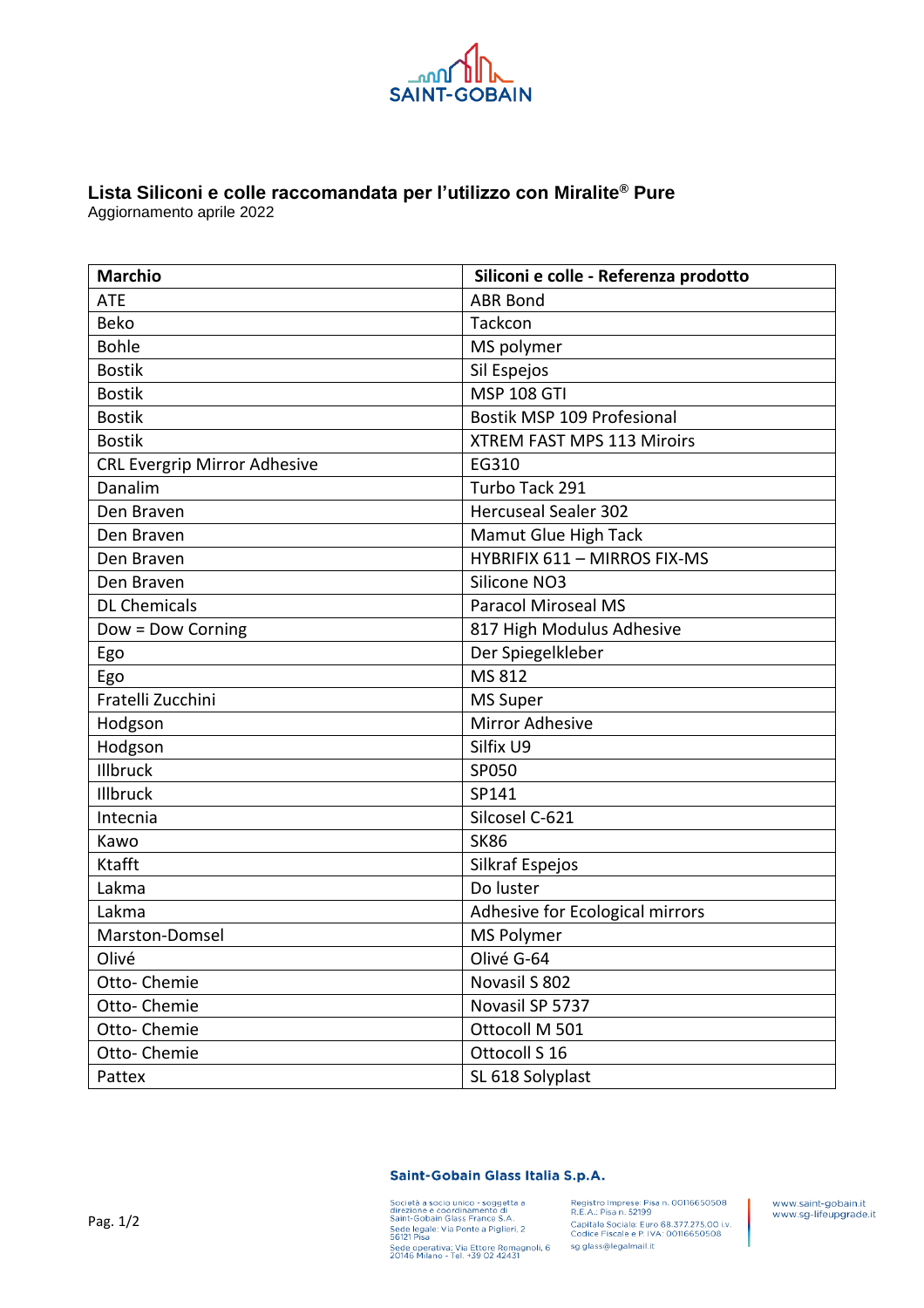# Lista Siliconi e colle raccomandata per l'utilizzo con Miralite® Pure

Aggiornamento aprile 2022

| Marchio | Siliconi e colle - Referenza prodotto |
|---|---|
| ATE | ABR Bond |
| Beko | Tackcon |
| Bohle | MS polymer |
| Bostik | Sil Espejos |
| Bostik | MSP 108 GTI |
| Bostik | Bostik MSP 109 Profesional |
| Bostik | XTREM FAST MPS 113 Miroirs |
| CRL Evergrip Mirror Adhesive | EG310 |
| Danalim | Turbo Tack 291 |
| Den Braven | Hercuseal Sealer 302 |
| Den Braven | Mamut Glue High Tack |
| Den Braven | HYBRIFIX 611 – MIRROS FIX-MS |
| Den Braven | Silicone NO3 |
| DL Chemicals | Paracol Miroseal MS |
| Dow = Dow Corning | 817 High Modulus Adhesive |
| Ego | Der Spiegelkleber |
| Ego | MS 812 |
| Fratelli Zucchini | MS Super |
| Hodgson | Mirror Adhesive |
| Hodgson | Silfix U9 |
| Illbruck | SP050 |
| Illbruck | SP141 |
| Intecnia | Silcosel C-621 |
| Kawo | SK86 |
| Ktafft | Silkraf Espejos |
| Lakma | Do luster |
| Lakma | Adhesive for Ecological mirrors |
| Marston-Domsel | MS Polymer |
| Olivé | Olivé G-64 |
| Otto- Chemie | Novasil S 802 |
| Otto- Chemie | Novasil SP 5737 |
| Otto- Chemie | Ottocoll M 501 |
| Otto- Chemie | Ottocoll S 16 |
| Pattex | SL 618 Solyplast |

**Saint-Gobain Glass Italia S.p.A.**

Società a socio unico - soggetta a direzione e coordinamento di Saint-Gobain Glass France S.A.
Sede legale: Via Ponte a Piglieri, 2 56121 Pisa
Sede operativa: Via Ettore Romagnoli, 6 20146 Milano - Tel. +39 02 42431

Registro Imprese: Pisa n. 00116650508
R.E.A.: Pisa n. 52199
Capitale Sociale: Euro 68.377.275,00 i.v.
Codice Fiscale e P. IVA: 00116650508
sg.glass@legalmail.it

www.saint-gobain.it
www.sg-lifeupgrade.it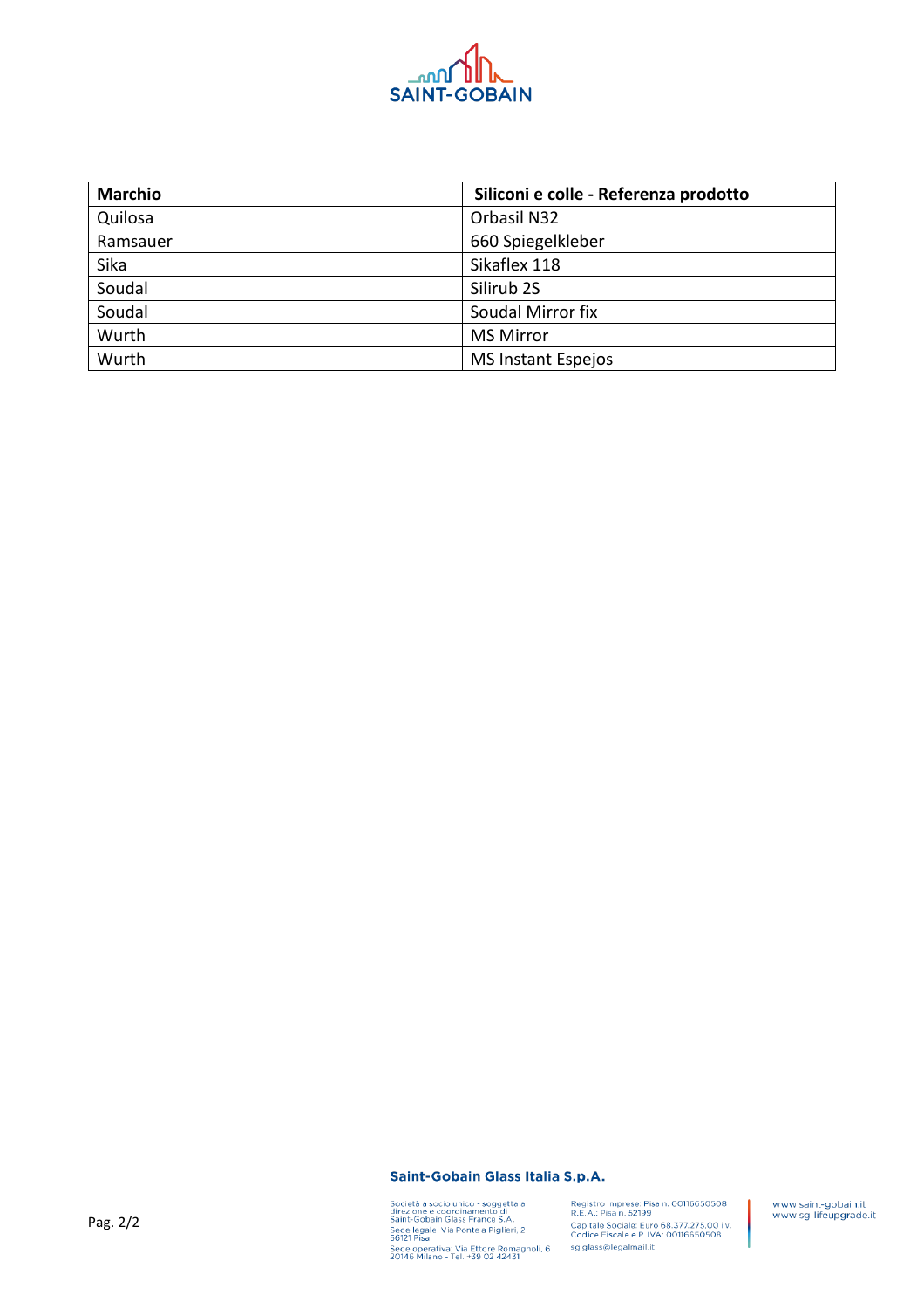| Marchio | Siliconi e colle - Referenza prodotto |
|---|---|
| Quilosa | Orbasil N32 |
| Ramsauer | 660 Spiegelkleber |
| Sika | Sikaflex 118 |
| Soudal | Silirub 2S |
| Soudal | Soudal Mirror fix |
| Wurth | MS Mirror |
| Wurth | MS Instant Espejos |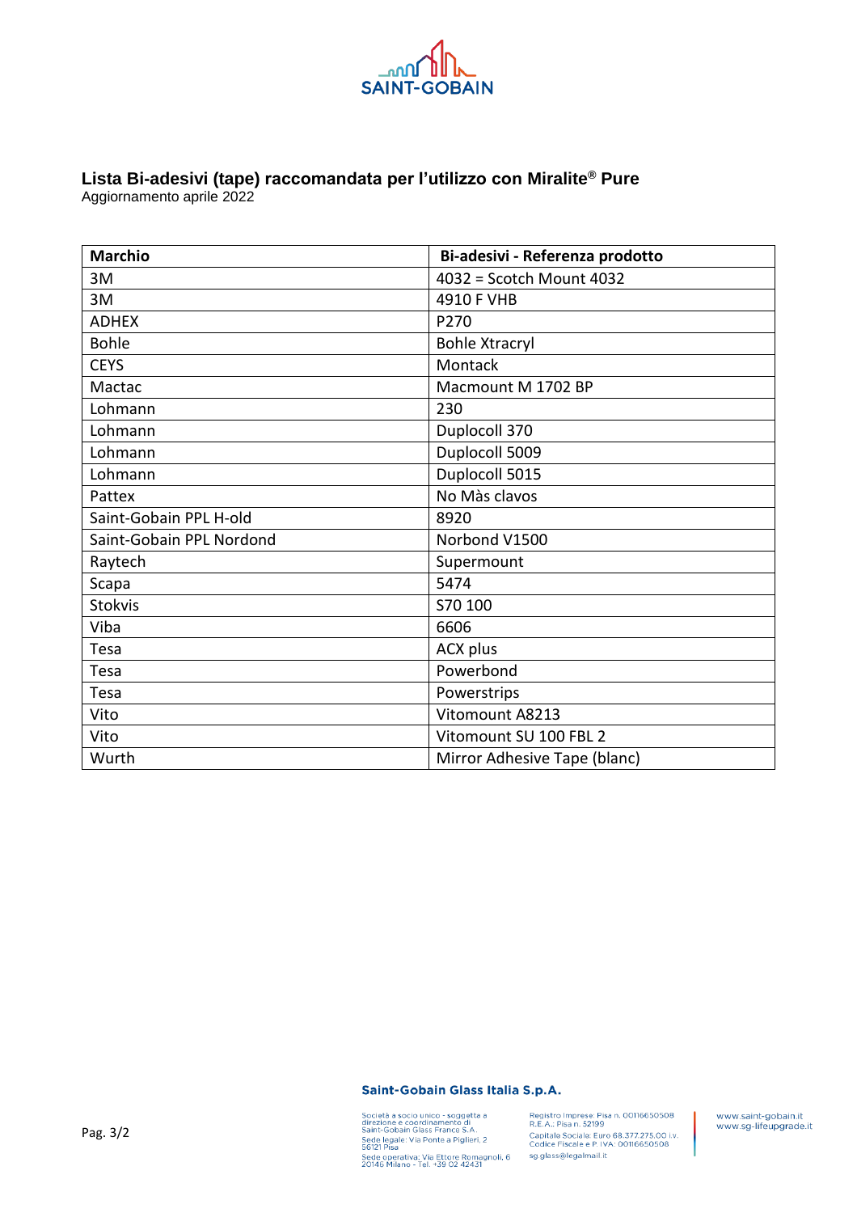## Lista Bi-adesivi (tape) raccomandata per l'utilizzo con Miralite® Pure

Aggiornamento aprile 2022

| Marchio | Bi-adesivi - Referenza prodotto |
|---|---|
| 3M | 4032 = Scotch Mount 4032 |
| 3M | 4910 F VHB |
| ADHEX | P270 |
| Bohle | Bohle Xtracryl |
| CEYS | Montack |
| Mactac | Macmount M 1702 BP |
| Lohmann | 230 |
| Lohmann | Duplocoll 370 |
| Lohmann | Duplocoll 5009 |
| Lohmann | Duplocoll 5015 |
| Pattex | No Màs clavos |
| Saint-Gobain PPL H-old | 8920 |
| Saint-Gobain PPL Nordond | Norbond V1500 |
| Raytech | Supermount |
| Scapa | 5474 |
| Stokvis | S70 100 |
| Viba | 6606 |
| Tesa | ACX plus |
| Tesa | Powerbond |
| Tesa | Powerstrips |
| Vito | Vitomount A8213 |
| Vito | Vitomount SU 100 FBL 2 |
| Wurth | Mirror Adhesive Tape (blanc) |